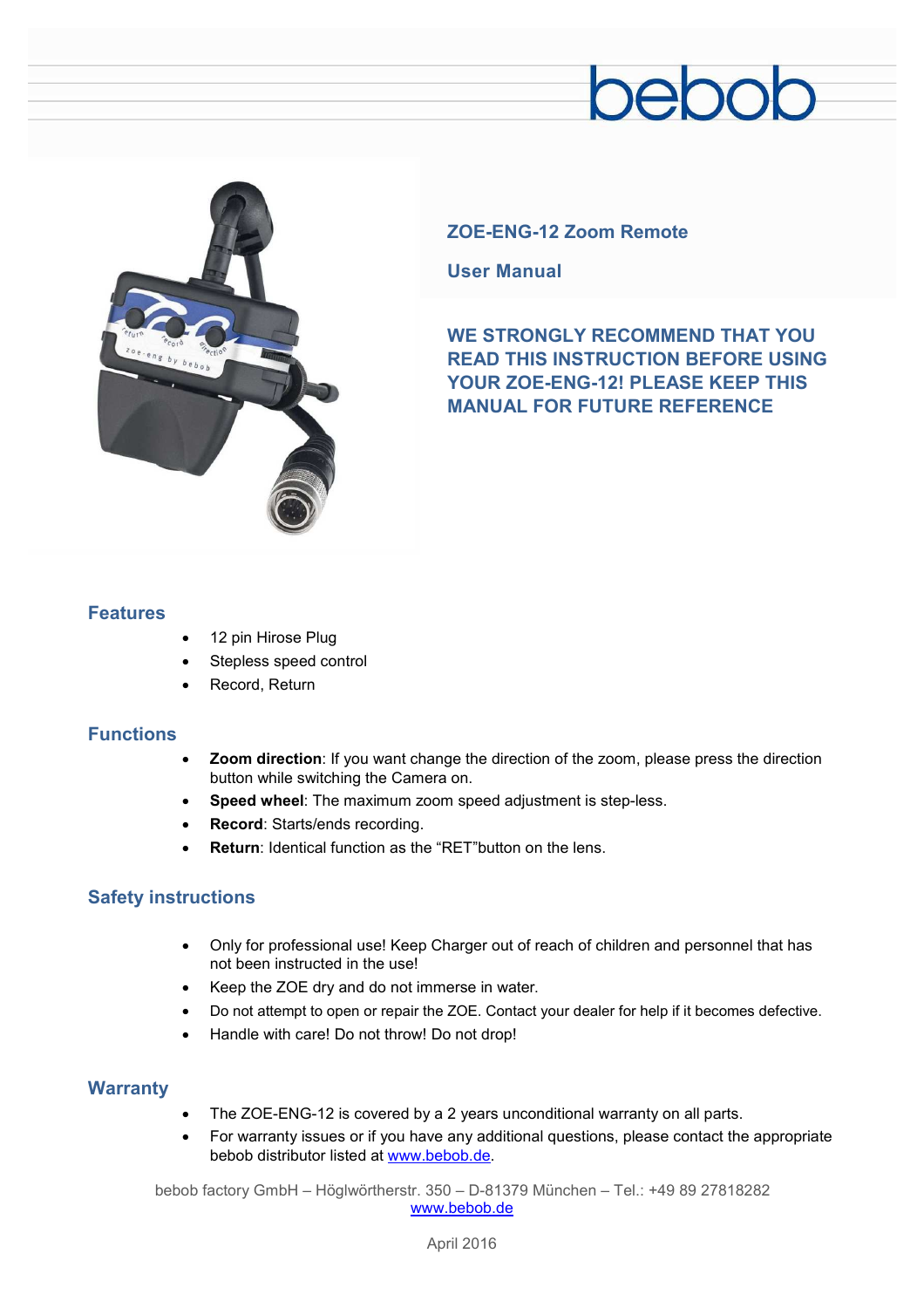bebob

## ZOE-ENG-12 Zoom Remote

## User Manual

**WE STRONGLY RECOMMEND THAT YOU READ THIS INSTRUCTION BEFORE USING YOUR ZOE-ENG-12! PLEASE KEEP THIS MANUAL FOR FUTURE REFERENCE**

## Features

- 12 pin Hirose Plug
- Stepless speed control
- Record, Return

## Functions

- **Zoom direction**: If you want change the direction of the zoom, please press the direction button while switching the Camera on.
- **Speed wheel**: The maximum zoom speed adjustment is step-less.
- **Record**: Starts/ends recording.
- **Return**: Identical function as the "RET"button on the lens.

## Safety instructions

- Only for professional use! Keep Charger out of reach of children and personnel that has not been instructed in the use!
- Keep the ZOE dry and do not immerse in water.
- Do not attempt to open or repair the ZOE. Contact your dealer for help if it becomes defective.
- Handle with care! Do not throw! Do not drop!

## Warranty

- The ZOE-ENG-12 is covered by a 2 years unconditional warranty on all parts.
- For warranty issues or if you have any additional questions, please contact the appropriate bebob distributor listed at www.bebob.de.

bebob factory GmbH – Höglwörtherstr. 350 – D-81379 München – Tel.: +49 89 27818282
www.bebob.de

April 2016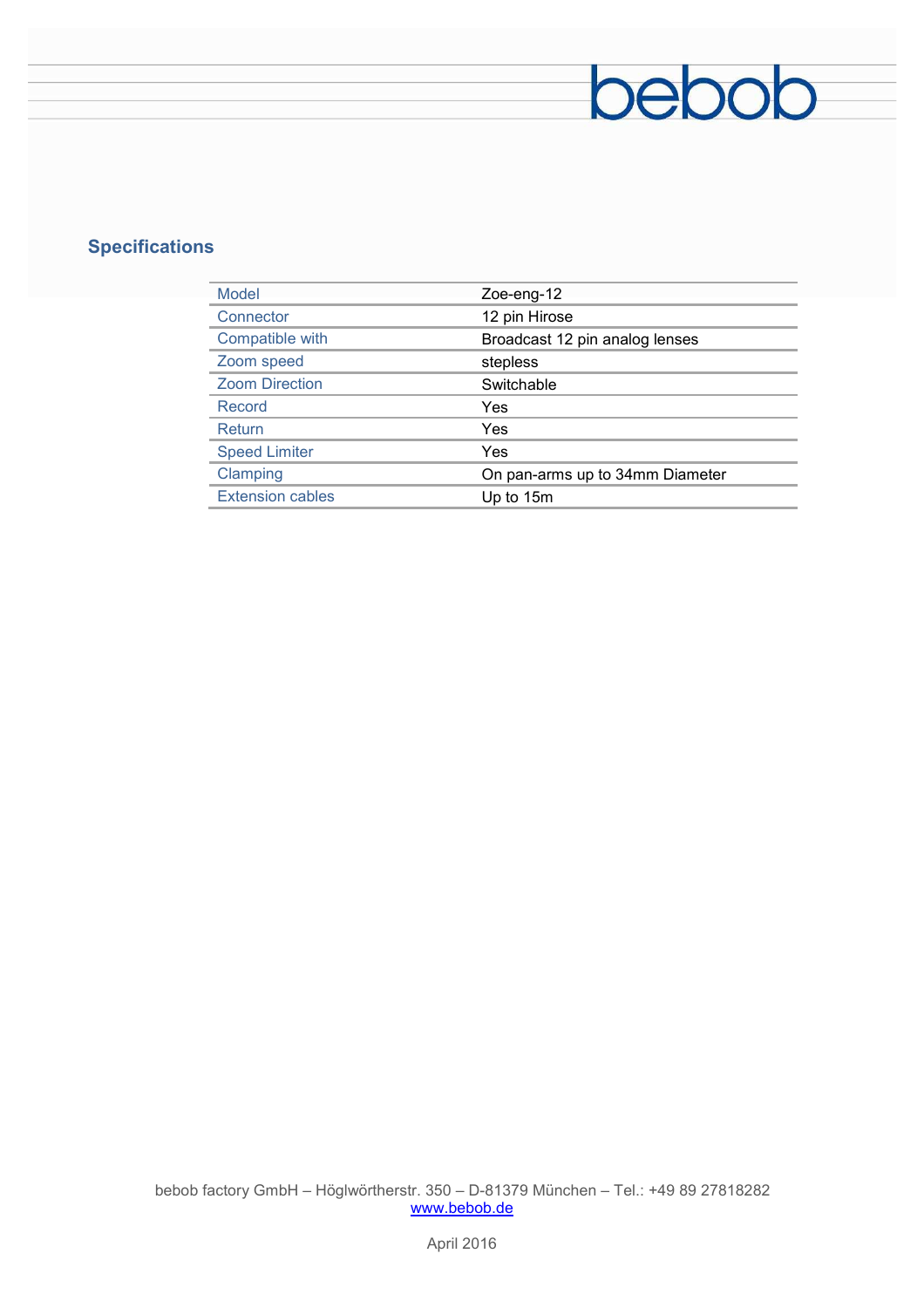## Specifications

| | |
|---|---|
| Model | Zoe-eng-12 |
| Connector | 12 pin Hirose |
| Compatible with | Broadcast 12 pin analog lenses |
| Zoom speed | stepless |
| Zoom Direction | Switchable |
| Record | Yes |
| Return | Yes |
| Speed Limiter | Yes |
| Clamping | On pan-arms up to 34mm Diameter |
| Extension cables | Up to 15m |

bebob factory GmbH – Höglwörtherstr. 350 – D-81379 München – Tel.: +49 89 27818282
www.bebob.de

April 2016